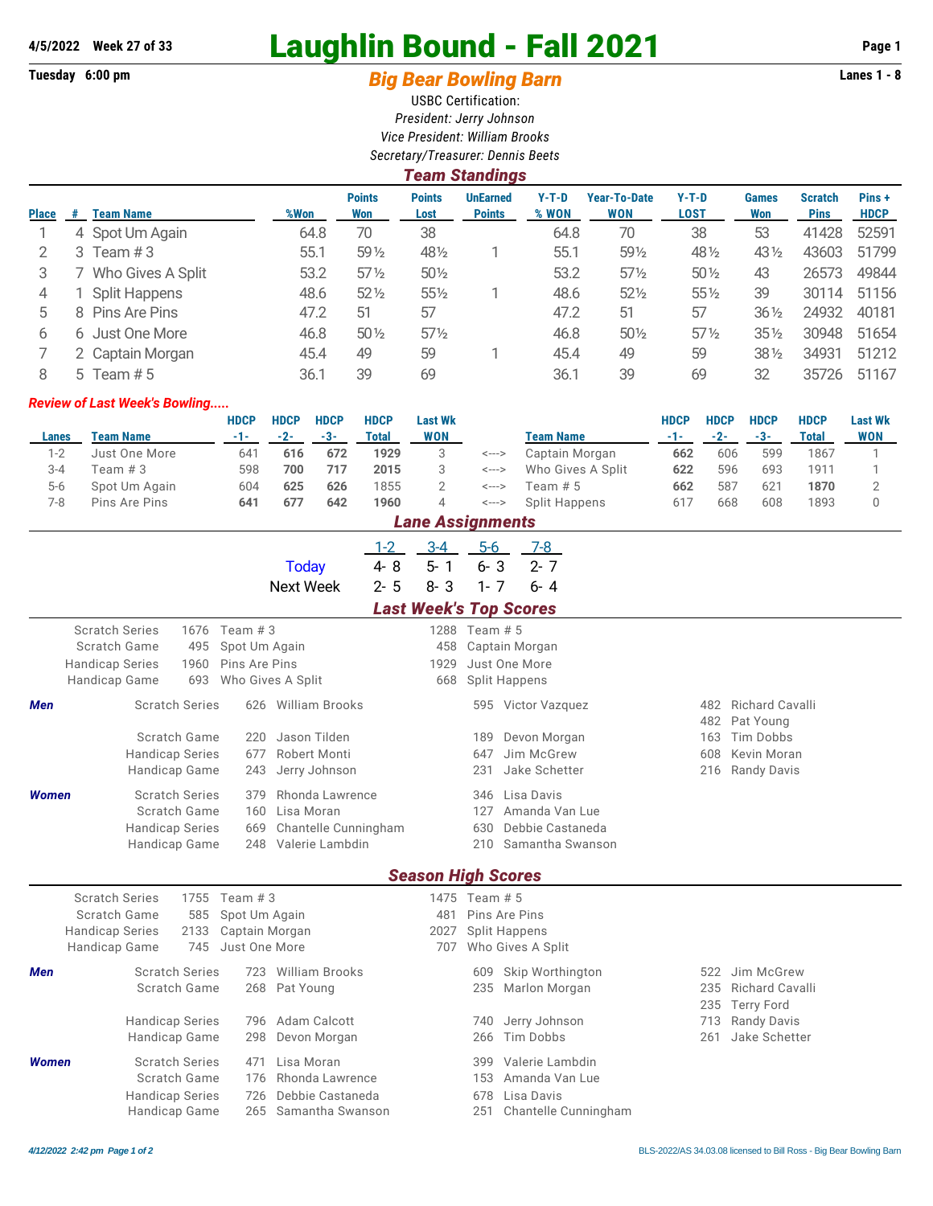4/5/2022 Week 27 of 33

# Laughlin Bound - Fall 2021

Tuesday 6:00 pm

## Big Bear Bowling Barn

Lanes 1 - 8

USBC Certification:

*President: Jerry Johnson*

*Vice President: William Brooks*

*Secretary/Treasurer: Dennis Beets*

### Team Standings

| Place | # | Team Name | %Won | Points Won | Points Lost | UnEarned Points | Y-T-D % WON | Year-To-Date WON | Y-T-D LOST | Games Won | Scratch Pins | Pins + HDCP |
|---|---|---|---|---|---|---|---|---|---|---|---|---|
| 1 | 4 | Spot Um Again | 64.8 | 70 | 38 | | 64.8 | 70 | 38 | 53 | 41428 | 52591 |
| 2 | 3 | Team # 3 | 55.1 | 59½ | 48½ | 1 | 55.1 | 59½ | 48½ | 43½ | 43603 | 51799 |
| 3 | 7 | Who Gives A Split | 53.2 | 57½ | 50½ | | 53.2 | 57½ | 50½ | 43 | 26573 | 49844 |
| 4 | 1 | Split Happens | 48.6 | 52½ | 55½ | 1 | 48.6 | 52½ | 55½ | 39 | 30114 | 51156 |
| 5 | 8 | Pins Are Pins | 47.2 | 51 | 57 | | 47.2 | 51 | 57 | 36½ | 24932 | 40181 |
| 6 | 6 | Just One More | 46.8 | 50½ | 57½ | | 46.8 | 50½ | 57½ | 35½ | 30948 | 51654 |
| 7 | 2 | Captain Morgan | 45.4 | 49 | 59 | 1 | 45.4 | 49 | 59 | 38½ | 34931 | 51212 |
| 8 | 5 | Team # 5 | 36.1 | 39 | 69 | | 36.1 | 39 | 69 | 32 | 35726 | 51167 |

***Review of Last Week's Bowling.....***

| Lanes | Team Name | HDCP -1- | HDCP -2- | HDCP -3- | HDCP Total | Last Wk WON | | Team Name | HDCP -1- | HDCP -2- | HDCP -3- | HDCP Total | Last Wk WON |
|---|---|---|---|---|---|---|---|---|---|---|---|---|---|
| 1-2 | Just One More | 641 | **616** | **672** | **1929** | 3 | <---> | Captain Morgan | **662** | 606 | 599 | 1867 | 1 |
| 3-4 | Team # 3 | 598 | **700** | **717** | **2015** | 3 | <---> | Who Gives A Split | **622** | 596 | 693 | 1911 | 1 |
| 5-6 | Spot Um Again | 604 | **625** | **626** | 1855 | 2 | <---> | Team # 5 | **662** | 587 | 621 | **1870** | 2 |
| 7-8 | Pins Are Pins | **641** | **677** | **642** | **1960** | 4 | <---> | Split Happens | 617 | 668 | 608 | 1893 | 0 |

### Lane Assignments

| | 1-2 | 3-4 | 5-6 | 7-8 |
|---|---|---|---|---|
| Today | 4- 8 | 5- 1 | 6- 3 | 2- 7 |
| Next Week | 2- 5 | 8- 3 | 1- 7 | 6- 4 |

### Last Week's Top Scores

| | | | | |
|---|---|---|---|---|
| Scratch Series | 1676 | Team # 3 | 1288 | Team # 5 |
| Scratch Game | 495 | Spot Um Again | 458 | Captain Morgan |
| Handicap Series | 1960 | Pins Are Pins | 1929 | Just One More |
| Handicap Game | 693 | Who Gives A Split | 668 | Split Happens |

***Men***

| | | | | | | |
|---|---|---|---|---|---|---|
| Scratch Series | 626 | William Brooks | 595 | Victor Vazquez | 482 | Richard Cavalli |
| | | | | | 482 | Pat Young |
| Scratch Game | 220 | Jason Tilden | 189 | Devon Morgan | 163 | Tim Dobbs |
| Handicap Series | 677 | Robert Monti | 647 | Jim McGrew | 608 | Kevin Moran |
| Handicap Game | 243 | Jerry Johnson | 231 | Jake Schetter | 216 | Randy Davis |

***Women***

| | | | | |
|---|---|---|---|---|
| Scratch Series | 379 | Rhonda Lawrence | 346 | Lisa Davis |
| Scratch Game | 160 | Lisa Moran | 127 | Amanda Van Lue |
| Handicap Series | 669 | Chantelle Cunningham | 630 | Debbie Castaneda |
| Handicap Game | 248 | Valerie Lambdin | 210 | Samantha Swanson |

### Season High Scores

| | | | | |
|---|---|---|---|---|
| Scratch Series | 1755 | Team # 3 | 1475 | Team # 5 |
| Scratch Game | 585 | Spot Um Again | 481 | Pins Are Pins |
| Handicap Series | 2133 | Captain Morgan | 2027 | Split Happens |
| Handicap Game | 745 | Just One More | 707 | Who Gives A Split |

***Men***

| | | | | | | |
|---|---|---|---|---|---|---|
| Scratch Series | 723 | William Brooks | 609 | Skip Worthington | 522 | Jim McGrew |
| Scratch Game | 268 | Pat Young | 235 | Marlon Morgan | 235 | Richard Cavalli |
| | | | | | 235 | Terry Ford |
| Handicap Series | 796 | Adam Calcott | 740 | Jerry Johnson | 713 | Randy Davis |
| Handicap Game | 298 | Devon Morgan | 266 | Tim Dobbs | 261 | Jake Schetter |

***Women***

| | | | | |
|---|---|---|---|---|
| Scratch Series | 471 | Lisa Moran | 399 | Valerie Lambdin |
| Scratch Game | 176 | Rhonda Lawrence | 153 | Amanda Van Lue |
| Handicap Series | 726 | Debbie Castaneda | 678 | Lisa Davis |
| Handicap Game | 265 | Samantha Swanson | 251 | Chantelle Cunningham |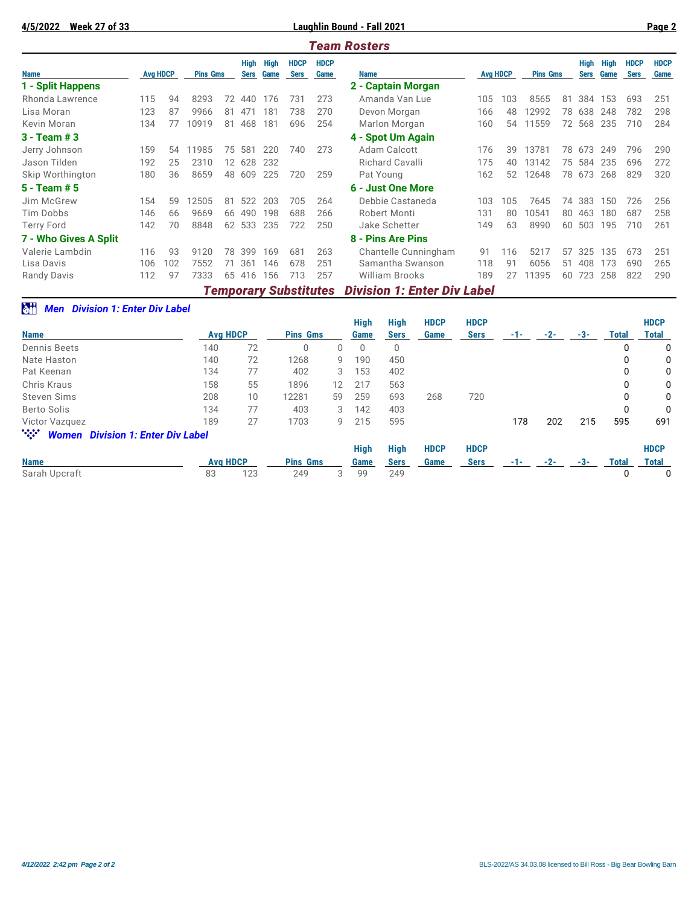## Team Rosters

| Name | Avg | HDCP | Pins | Gms | High Sers | High Game | HDCP Sers | HDCP Game |
|---|---|---|---|---|---|---|---|---|
| **1 - Split Happens** | | | | | | | | |
| Rhonda Lawrence | 115 | 94 | 8293 | 72 | 440 | 176 | 731 | 273 |
| Lisa Moran | 123 | 87 | 9966 | 81 | 471 | 181 | 738 | 270 |
| Kevin Moran | 134 | 77 | 10919 | 81 | 468 | 181 | 696 | 254 |
| **3 - Team # 3** | | | | | | | | |
| Jerry Johnson | 159 | 54 | 11985 | 75 | 581 | 220 | 740 | 273 |
| Jason Tilden | 192 | 25 | 2310 | 12 | 628 | 232 | | |
| Skip Worthington | 180 | 36 | 8659 | 48 | 609 | 225 | 720 | 259 |
| **5 - Team # 5** | | | | | | | | |
| Jim McGrew | 154 | 59 | 12505 | 81 | 522 | 203 | 705 | 264 |
| Tim Dobbs | 146 | 66 | 9669 | 66 | 490 | 198 | 688 | 266 |
| Terry Ford | 142 | 70 | 8848 | 62 | 533 | 235 | 722 | 250 |
| **7 - Who Gives A Split** | | | | | | | | |
| Valerie Lambdin | 116 | 93 | 9120 | 78 | 399 | 169 | 681 | 263 |
| Lisa Davis | 106 | 102 | 7552 | 71 | 361 | 146 | 678 | 251 |
| Randy Davis | 112 | 97 | 7333 | 65 | 416 | 156 | 713 | 257 |
| **2 - Captain Morgan** | | | | | | | | |
| Amanda Van Lue | 105 | 103 | 8565 | 81 | 384 | 153 | 693 | 251 |
| Devon Morgan | 166 | 48 | 12992 | 78 | 638 | 248 | 782 | 298 |
| Marlon Morgan | 160 | 54 | 11559 | 72 | 568 | 235 | 710 | 284 |
| **4 - Spot Um Again** | | | | | | | | |
| Adam Calcott | 176 | 39 | 13781 | 78 | 673 | 249 | 796 | 290 |
| Richard Cavalli | 175 | 40 | 13142 | 75 | 584 | 235 | 696 | 272 |
| Pat Young | 162 | 52 | 12648 | 78 | 673 | 268 | 829 | 320 |
| **6 - Just One More** | | | | | | | | |
| Debbie Castaneda | 103 | 105 | 7645 | 74 | 383 | 150 | 726 | 256 |
| Robert Monti | 131 | 80 | 10541 | 80 | 463 | 180 | 687 | 258 |
| Jake Schetter | 149 | 63 | 8990 | 60 | 503 | 195 | 710 | 261 |
| **8 - Pins Are Pins** | | | | | | | | |
| Chantelle Cunningham | 91 | 116 | 5217 | 57 | 325 | 135 | 673 | 251 |
| Samantha Swanson | 118 | 91 | 6056 | 51 | 408 | 173 | 690 | 265 |
| William Brooks | 189 | 27 | 11395 | 60 | 723 | 258 | 822 | 290 |

## Temporary Substitutes Division 1: Enter Div Label

### *Men Division 1: Enter Div Label*

| Name | Avg | HDCP | Pins | Gms | High Game | High Sers | HDCP Game | HDCP Sers | -1- | -2- | -3- | Total | HDCP Total |
|---|---|---|---|---|---|---|---|---|---|---|---|---|---|
| Dennis Beets | 140 | 72 | 0 | 0 | 0 | 0 | | | | | | 0 | 0 |
| Nate Haston | 140 | 72 | 1268 | 9 | 190 | 450 | | | | | | 0 | 0 |
| Pat Keenan | 134 | 77 | 402 | 3 | 153 | 402 | | | | | | 0 | 0 |
| Chris Kraus | 158 | 55 | 1896 | 12 | 217 | 563 | | | | | | 0 | 0 |
| Steven Sims | 208 | 10 | 12281 | 59 | 259 | 693 | 268 | 720 | | | | 0 | 0 |
| Berto Solis | 134 | 77 | 403 | 3 | 142 | 403 | | | | | | 0 | 0 |
| Victor Vazquez | 189 | 27 | 1703 | 9 | 215 | 595 | | | 178 | 202 | 215 | 595 | 691 |

### *Women Division 1: Enter Div Label*

| Name | Avg | HDCP | Pins | Gms | High Game | High Sers | HDCP Game | HDCP Sers | -1- | -2- | -3- | Total | HDCP Total |
|---|---|---|---|---|---|---|---|---|---|---|---|---|---|
| Sarah Upcraft | 83 | 123 | 249 | 3 | 99 | 249 | | | | | | 0 | 0 |